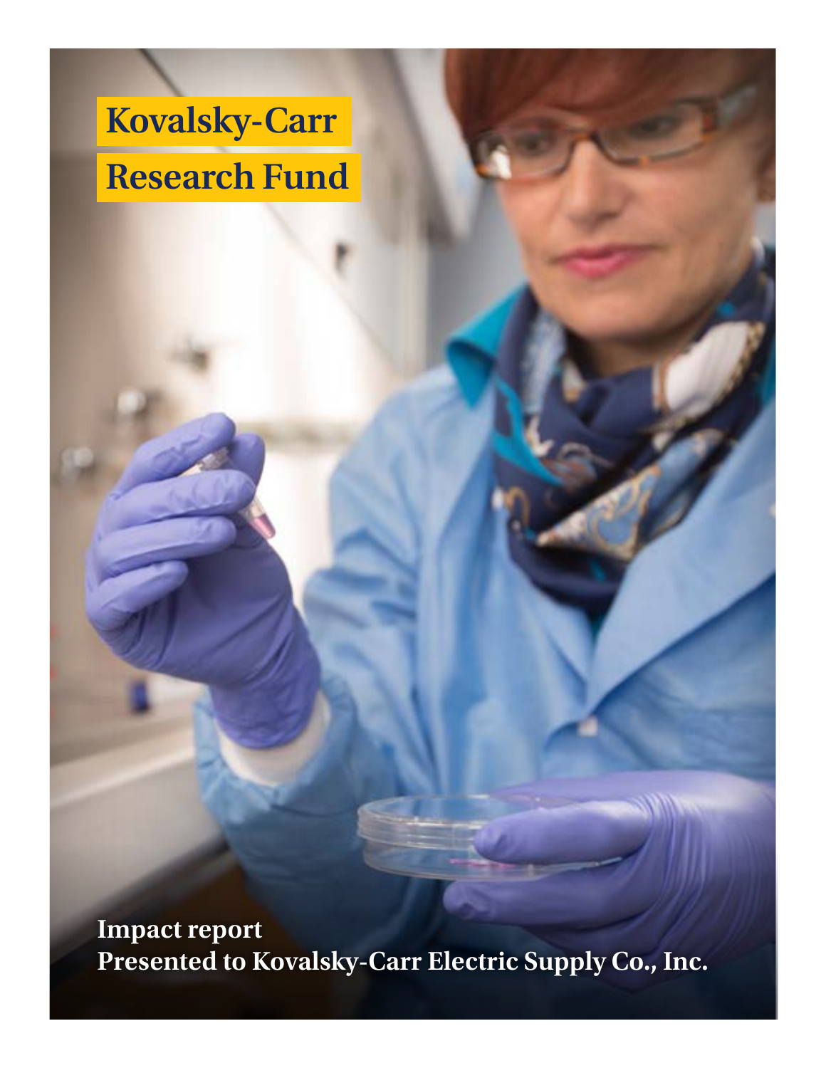# Kovalsky-Carr Research Fund

**Impact report**
**Presented to Kovalsky-Carr Electric Supply Co., Inc.**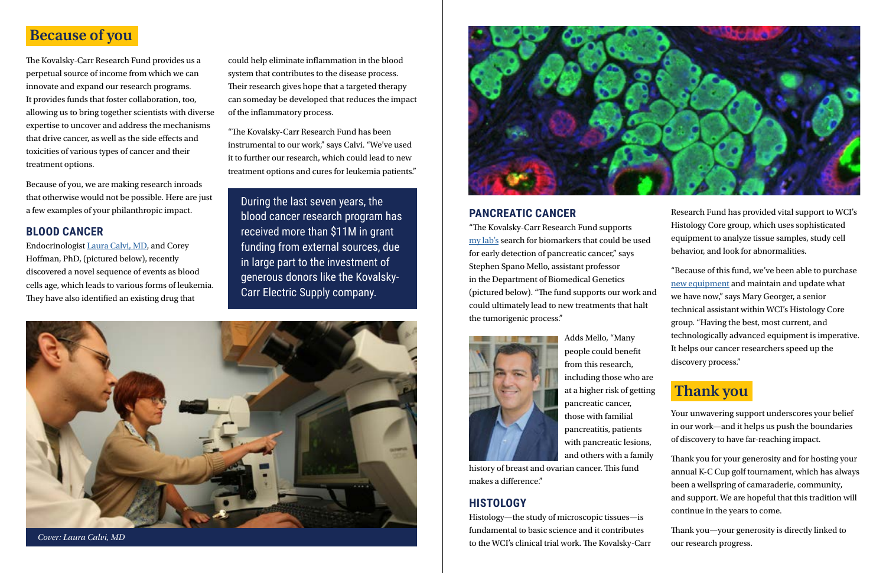## Because of you

The Kovalsky-Carr Research Fund provides us a perpetual source of income from which we can innovate and expand our research programs. It provides funds that foster collaboration, too, allowing us to bring together scientists with diverse expertise to uncover and address the mechanisms that drive cancer, as well as the side effects and toxicities of various types of cancer and their treatment options.

Because of you, we are making research inroads that otherwise would not be possible. Here are just a few examples of your philanthropic impact.

### BLOOD CANCER

Endocrinologist Laura Calvi, MD, and Corey Hoffman, PhD, (pictured below), recently discovered a novel sequence of events as blood cells age, which leads to various forms of leukemia. They have also identified an existing drug that could help eliminate inflammation in the blood system that contributes to the disease process. Their research gives hope that a targeted therapy can someday be developed that reduces the impact of the inflammatory process.

"The Kovalsky-Carr Research Fund has been instrumental to our work," says Calvi. "We've used it to further our research, which could lead to new treatment options and cures for leukemia patients."

During the last seven years, the blood cancer research program has received more than $11M in grant funding from external sources, due in large part to the investment of generous donors like the Kovalsky-Carr Electric Supply company.

*Cover: Laura Calvi, MD*

### PANCREATIC CANCER

"The Kovalsky-Carr Research Fund supports my lab's search for biomarkers that could be used for early detection of pancreatic cancer," says Stephen Spano Mello, assistant professor in the Department of Biomedical Genetics (pictured below). "The fund supports our work and could ultimately lead to new treatments that halt the tumorigenic process."

Adds Mello, "Many people could benefit from this research, including those who are at a higher risk of getting pancreatic cancer, those with familial pancreatitis, patients with pancreatic lesions, and others with a family history of breast and ovarian cancer. This fund makes a difference."

### HISTOLOGY

Histology—the study of microscopic tissues—is fundamental to basic science and it contributes to the WCI's clinical trial work. The Kovalsky-Carr Research Fund has provided vital support to WCI's Histology Core group, which uses sophisticated equipment to analyze tissue samples, study cell behavior, and look for abnormalities.

"Because of this fund, we've been able to purchase new equipment and maintain and update what we have now," says Mary Georger, a senior technical assistant within WCI's Histology Core group. "Having the best, most current, and technologically advanced equipment is imperative. It helps our cancer researchers speed up the discovery process."

## Thank you

Your unwavering support underscores your belief in our work—and it helps us push the boundaries of discovery to have far-reaching impact.

Thank you for your generosity and for hosting your annual K-C Cup golf tournament, which has always been a wellspring of camaraderie, community, and support. We are hopeful that this tradition will continue in the years to come.

Thank you—your generosity is directly linked to our research progress.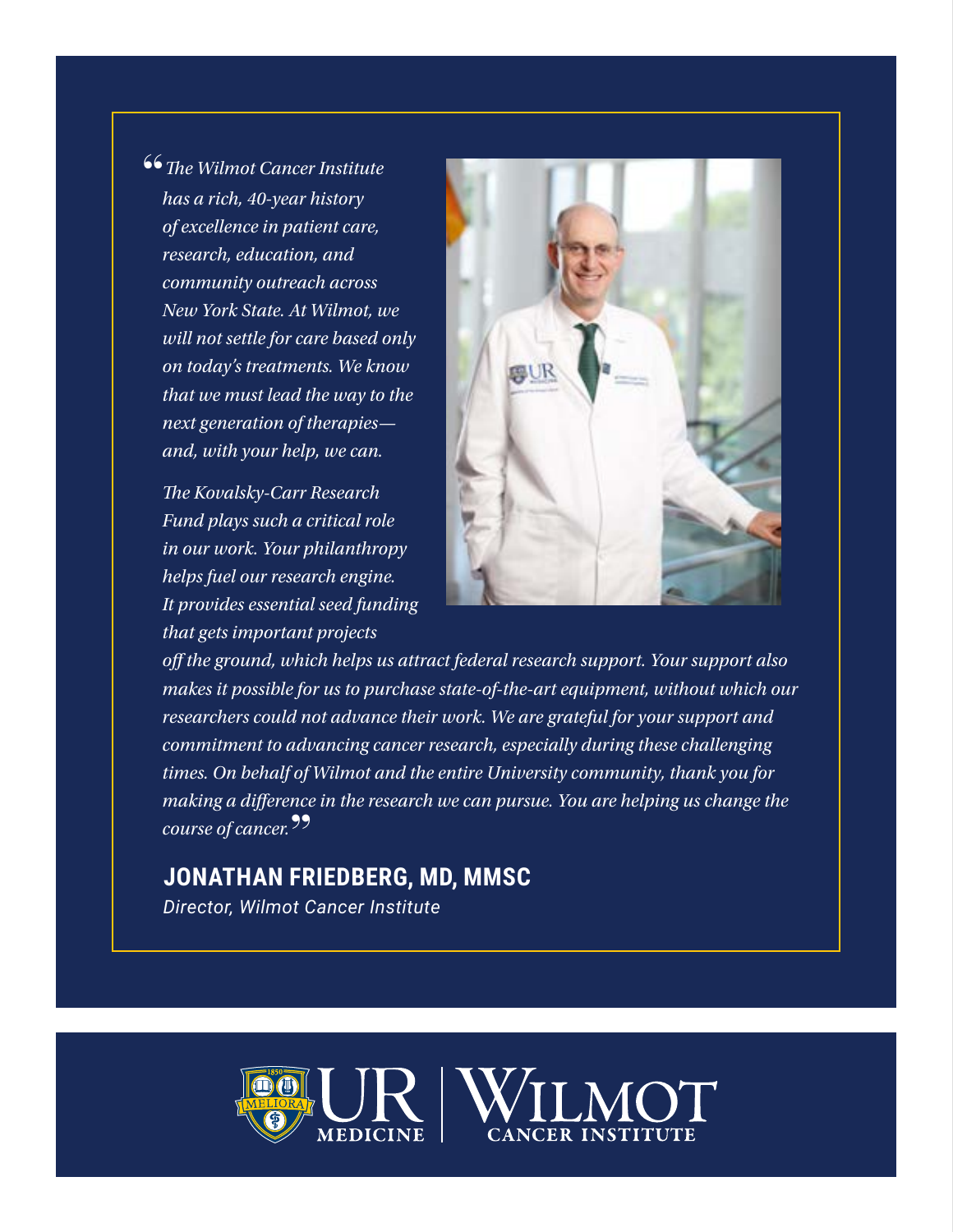*"The Wilmot Cancer Institute has a rich, 40-year history of excellence in patient care, research, education, and community outreach across New York State. At Wilmot, we will not settle for care based only on today's treatments. We know that we must lead the way to the next generation of therapies—and, with your help, we can.*

*The Kovalsky-Carr Research Fund plays such a critical role in our work. Your philanthropy helps fuel our research engine. It provides essential seed funding that gets important projects off the ground, which helps us attract federal research support. Your support also makes it possible for us to purchase state-of-the-art equipment, without which our researchers could not advance their work. We are grateful for your support and commitment to advancing cancer research, especially during these challenging times. On behalf of Wilmot and the entire University community, thank you for making a difference in the research we can pursue. You are helping us change the course of cancer."*

**JONATHAN FRIEDBERG, MD, MMSC**
*Director, Wilmot Cancer Institute*

UR MEDICINE | WILMOT CANCER INSTITUTE